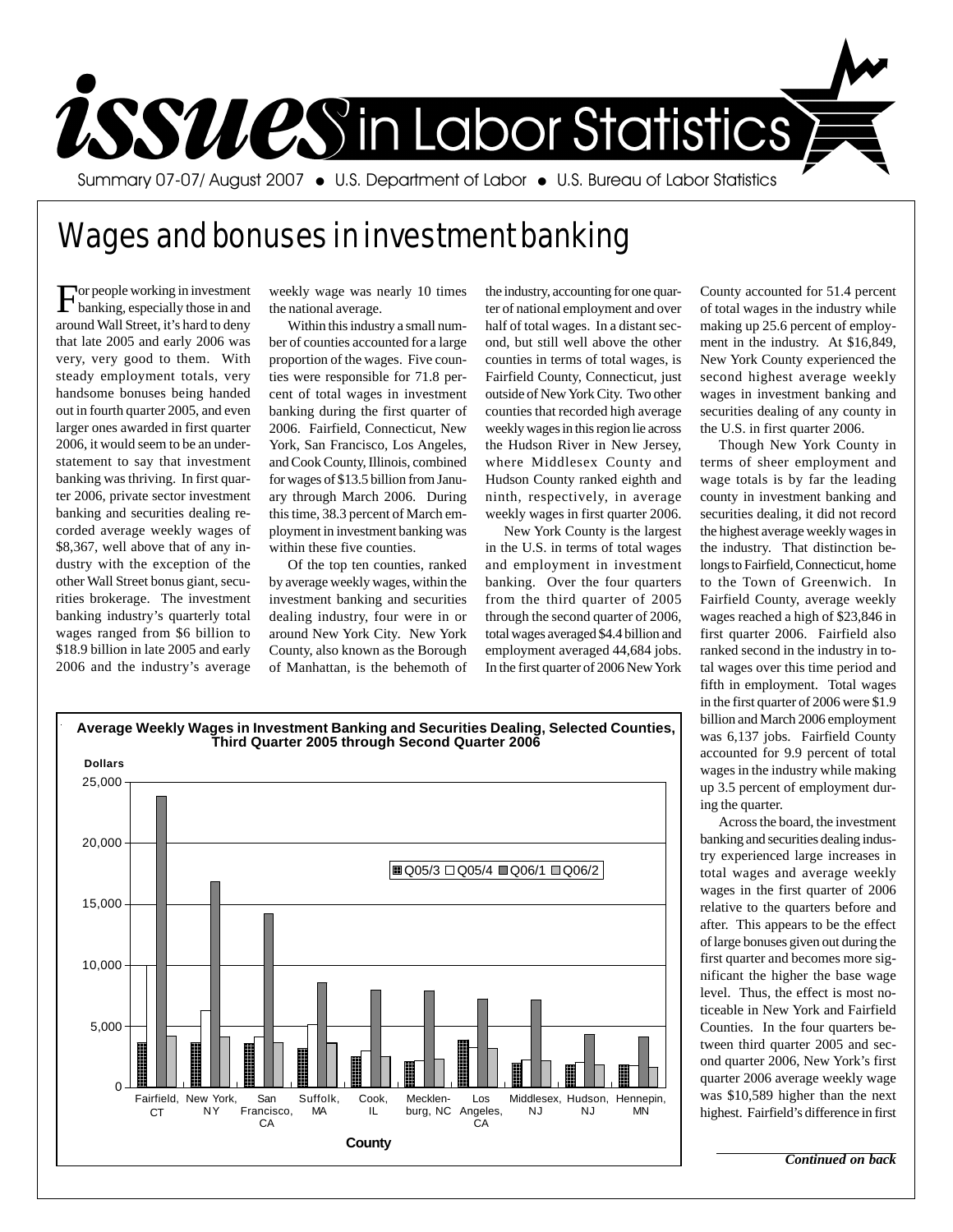# issues in Labor Statistics

Summary 07-07/ August 2007 • U.S. Department of Labor • U.S. Bureau of Labor Statistics

## Wages and bonuses in investment banking

For people working in investment banking, especially those in and around Wall Street, it's hard to deny that late 2005 and early 2006 was very, very good to them. With steady employment totals, very handsome bonuses being handed out in fourth quarter 2005, and even larger ones awarded in first quarter 2006, it would seem to be an understatement to say that investment banking was thriving. In first quarter 2006, private sector investment banking and securities dealing recorded average weekly wages of $8,367, well above that of any industry with the exception of the other Wall Street bonus giant, securities brokerage. The investment banking industry's quarterly total wages ranged from $6 billion to $18.9 billion in late 2005 and early 2006 and the industry's average weekly wage was nearly 10 times the national average.

Within this industry a small number of counties accounted for a large proportion of the wages. Five counties were responsible for 71.8 percent of total wages in investment banking during the first quarter of 2006. Fairfield, Connecticut, New York, San Francisco, Los Angeles, and Cook County, Illinois, combined for wages of $13.5 billion from January through March 2006. During this time, 38.3 percent of March employment in investment banking was within these five counties.

Of the top ten counties, ranked by average weekly wages, within the investment banking and securities dealing industry, four were in or around New York City. New York County, also known as the Borough of Manhattan, is the behemoth of the industry, accounting for one quarter of national employment and over half of total wages. In a distant second, but still well above the other counties in terms of total wages, is Fairfield County, Connecticut, just outside of New York City. Two other counties that recorded high average weekly wages in this region lie across the Hudson River in New Jersey, where Middlesex County and Hudson County ranked eighth and ninth, respectively, in average weekly wages in first quarter 2006.

New York County is the largest in the U.S. in terms of total wages and employment in investment banking. Over the four quarters from the third quarter of 2005 through the second quarter of 2006, total wages averaged $4.4 billion and employment averaged 44,684 jobs. In the first quarter of 2006 New York County accounted for 51.4 percent of total wages in the industry while making up 25.6 percent of employment in the industry. At $16,849, New York County experienced the second highest average weekly wages in investment banking and securities dealing of any county in the U.S. in first quarter 2006.

Though New York County in terms of sheer employment and wage totals is by far the leading county in investment banking and securities dealing, it did not record the highest average weekly wages in the industry. That distinction belongs to Fairfield, Connecticut, home to the Town of Greenwich. In Fairfield County, average weekly wages reached a high of $23,846 in first quarter 2006. Fairfield also ranked second in the industry in total wages over this time period and fifth in employment. Total wages in the first quarter of 2006 were $1.9 billion and March 2006 employment was 6,137 jobs. Fairfield County accounted for 9.9 percent of total wages in the industry while making up 3.5 percent of employment during the quarter.

Across the board, the investment banking and securities dealing industry experienced large increases in total wages and average weekly wages in the first quarter of 2006 relative to the quarters before and after. This appears to be the effect of large bonuses given out during the first quarter and becomes more significant the higher the base wage level. Thus, the effect is most noticeable in New York and Fairfield Counties. In the four quarters between third quarter 2005 and second quarter 2006, New York's first quarter 2006 average weekly wage was $10,589 higher than the next highest. Fairfield's difference in first

**Average Weekly Wages in Investment Banking and Securities Dealing, Selected Counties, Third Quarter 2005 through Second Quarter 2006**

[Bar chart: Dollars (0–25,000) by County — Fairfield, CT; New York, NY; San Francisco, CA; Suffolk, MA; Cook, IL; Mecklenburg, NC; Los Angeles, CA; Middlesex, NJ; Hudson, NJ; Hennepin, MN. Series: Q05/3, Q05/4, Q06/1, Q06/2]

*Continued on back*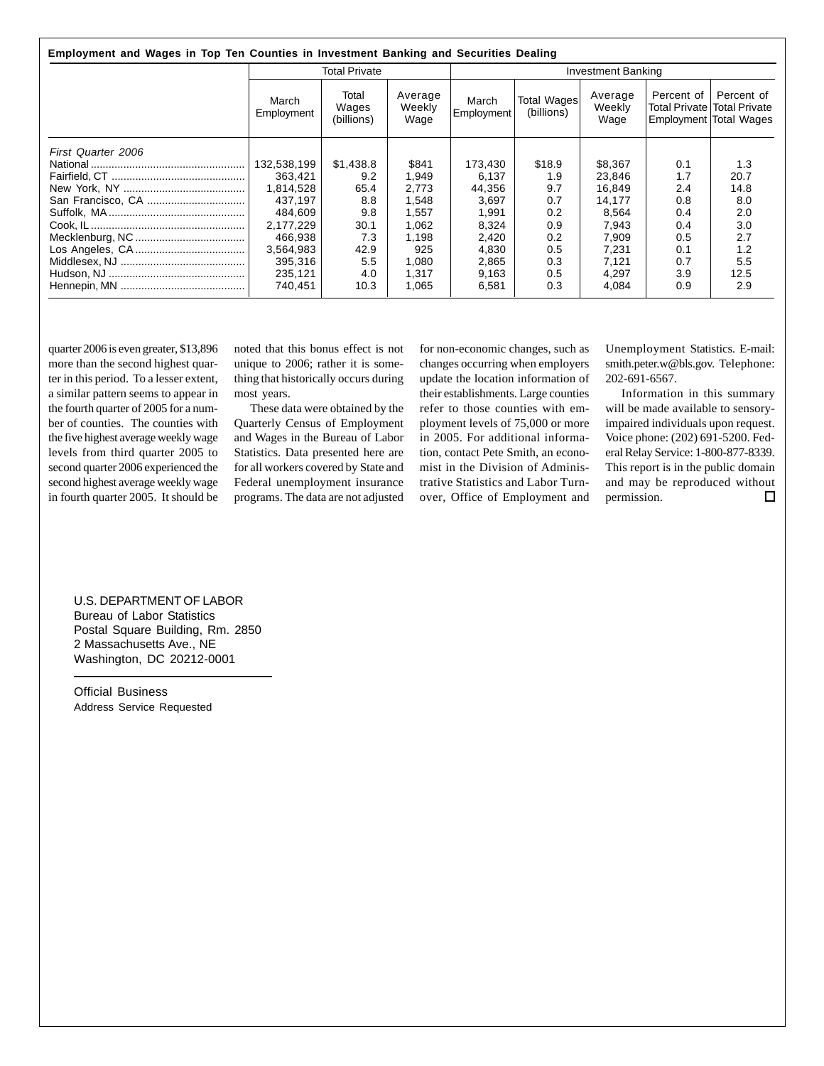**Employment and Wages in Top Ten Counties in Investment Banking and Securities Dealing**

| | Total Private | | | Investment Banking | | | | |
|---|---|---|---|---|---|---|---|---|
| | March Employment | Total Wages (billions) | Average Weekly Wage | March Employment | Total Wages (billions) | Average Weekly Wage | Percent of Total Private Employment | Percent of Total Private Total Wages |
| *First Quarter 2006* | | | | | | | | |
| National | 132,538,199 | $1,438.8 | $841 | 173,430 | $18.9 | $8,367 | 0.1 | 1.3 |
| Fairfield, CT | 363,421 | 9.2 | 1,949 | 6,137 | 1.9 | 23,846 | 1.7 | 20.7 |
| New York, NY | 1,814,528 | 65.4 | 2,773 | 44,356 | 9.7 | 16,849 | 2.4 | 14.8 |
| San Francisco, CA | 437,197 | 8.8 | 1,548 | 3,697 | 0.7 | 14,177 | 0.8 | 8.0 |
| Suffolk, MA | 484,609 | 9.8 | 1,557 | 1,991 | 0.2 | 8,564 | 0.4 | 2.0 |
| Cook, IL | 2,177,229 | 30.1 | 1,062 | 8,324 | 0.9 | 7,943 | 0.4 | 3.0 |
| Mecklenburg, NC | 466,938 | 7.3 | 1,198 | 2,420 | 0.2 | 7,909 | 0.5 | 2.7 |
| Los Angeles, CA | 3,564,983 | 42.9 | 925 | 4,830 | 0.5 | 7,231 | 0.1 | 1.2 |
| Middlesex, NJ | 395,316 | 5.5 | 1,080 | 2,865 | 0.3 | 7,121 | 0.7 | 5.5 |
| Hudson, NJ | 235,121 | 4.0 | 1,317 | 9,163 | 0.5 | 4,297 | 3.9 | 12.5 |
| Hennepin, MN | 740,451 | 10.3 | 1,065 | 6,581 | 0.3 | 4,084 | 0.9 | 2.9 |

quarter 2006 is even greater, $13,896 more than the second highest quarter in this period. To a lesser extent, a similar pattern seems to appear in the fourth quarter of 2005 for a number of counties. The counties with the five highest average weekly wage levels from third quarter 2005 to second quarter 2006 experienced the second highest average weekly wage in fourth quarter 2005. It should be noted that this bonus effect is not unique to 2006; rather it is something that historically occurs during most years.

These data were obtained by the Quarterly Census of Employment and Wages in the Bureau of Labor Statistics. Data presented here are for all workers covered by State and Federal unemployment insurance programs. The data are not adjusted for non-economic changes, such as changes occurring when employers update the location information of their establishments. Large counties refer to those counties with employment levels of 75,000 or more in 2005. For additional information, contact Pete Smith, an economist in the Division of Administrative Statistics and Labor Turnover, Office of Employment and Unemployment Statistics. E-mail: smith.peter.w@bls.gov. Telephone: 202-691-6567.

Information in this summary will be made available to sensory-impaired individuals upon request. Voice phone: (202) 691-5200. Federal Relay Service: 1-800-877-8339. This report is in the public domain and may be reproduced without permission.

U.S. DEPARTMENT OF LABOR
Bureau of Labor Statistics
Postal Square Building, Rm. 2850
2 Massachusetts Ave., NE
Washington, DC 20212-0001

Official Business
Address Service Requested